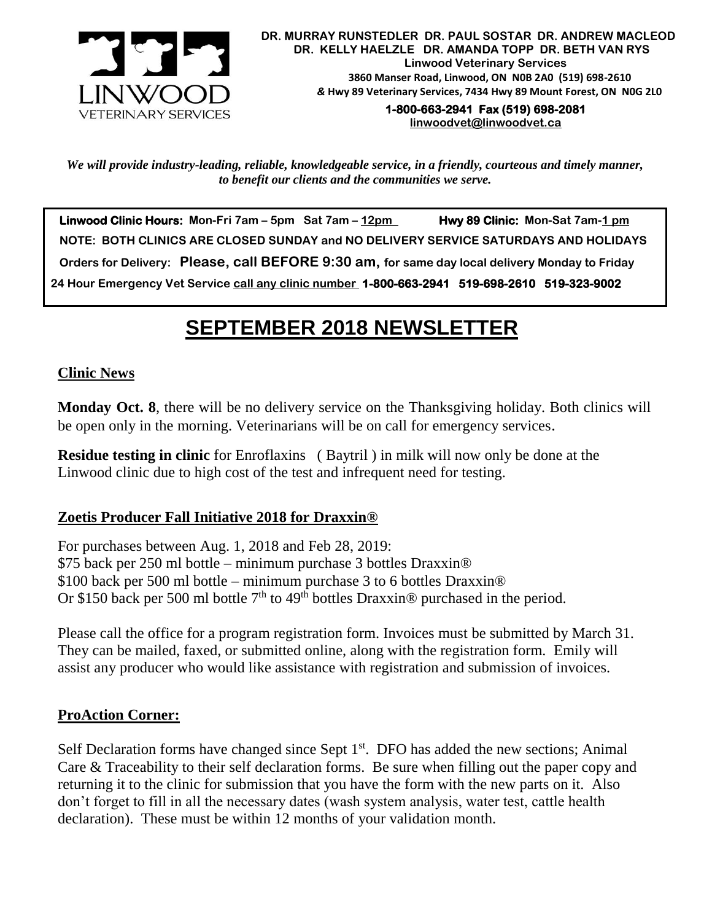**DR. MURRAY RUNSTEDLER DR. PAUL SOSTAR DR. ANDREW MACLEOD**
**DR. KELLY HAELZLE DR. AMANDA TOPP DR. BETH VAN RYS**
**Linwood Veterinary Services**
**3860 Manser Road, Linwood, ON N0B 2A0 (519) 698-2610**
**& Hwy 89 Veterinary Services, 7434 Hwy 89 Mount Forest, ON N0G 2L0**
**1-800-663-2941 Fax (519) 698-2081**
**linwoodvet@linwoodvet.ca**

LINWOOD VETERINARY SERVICES

*We will provide industry-leading, reliable, knowledgeable service, in a friendly, courteous and timely manner, to benefit our clients and the communities we serve.*

**Linwood Clinic Hours: Mon-Fri 7am – 5pm Sat 7am – 12pm Hwy 89 Clinic: Mon-Sat 7am-1 pm**

**NOTE: BOTH CLINICS ARE CLOSED SUNDAY and NO DELIVERY SERVICE SATURDAYS AND HOLIDAYS**

**Orders for Delivery: Please, call BEFORE 9:30 am, for same day local delivery Monday to Friday**

**24 Hour Emergency Vet Service call any clinic number 1-800-663-2941 519-698-2610 519-323-9002**

# SEPTEMBER 2018 NEWSLETTER

## Clinic News

**Monday Oct. 8**, there will be no delivery service on the Thanksgiving holiday. Both clinics will be open only in the morning. Veterinarians will be on call for emergency services.

**Residue testing in clinic** for Enroflaxins ( Baytril ) in milk will now only be done at the Linwood clinic due to high cost of the test and infrequent need for testing.

## Zoetis Producer Fall Initiative 2018 for Draxxin®

For purchases between Aug. 1, 2018 and Feb 28, 2019:
$75 back per 250 ml bottle – minimum purchase 3 bottles Draxxin®
$100 back per 500 ml bottle – minimum purchase 3 to 6 bottles Draxxin®
Or $150 back per 500 ml bottle 7th to 49th bottles Draxxin® purchased in the period.

Please call the office for a program registration form. Invoices must be submitted by March 31. They can be mailed, faxed, or submitted online, along with the registration form. Emily will assist any producer who would like assistance with registration and submission of invoices.

## ProAction Corner:

Self Declaration forms have changed since Sept 1st. DFO has added the new sections; Animal Care & Traceability to their self declaration forms. Be sure when filling out the paper copy and returning it to the clinic for submission that you have the form with the new parts on it. Also don't forget to fill in all the necessary dates (wash system analysis, water test, cattle health declaration). These must be within 12 months of your validation month.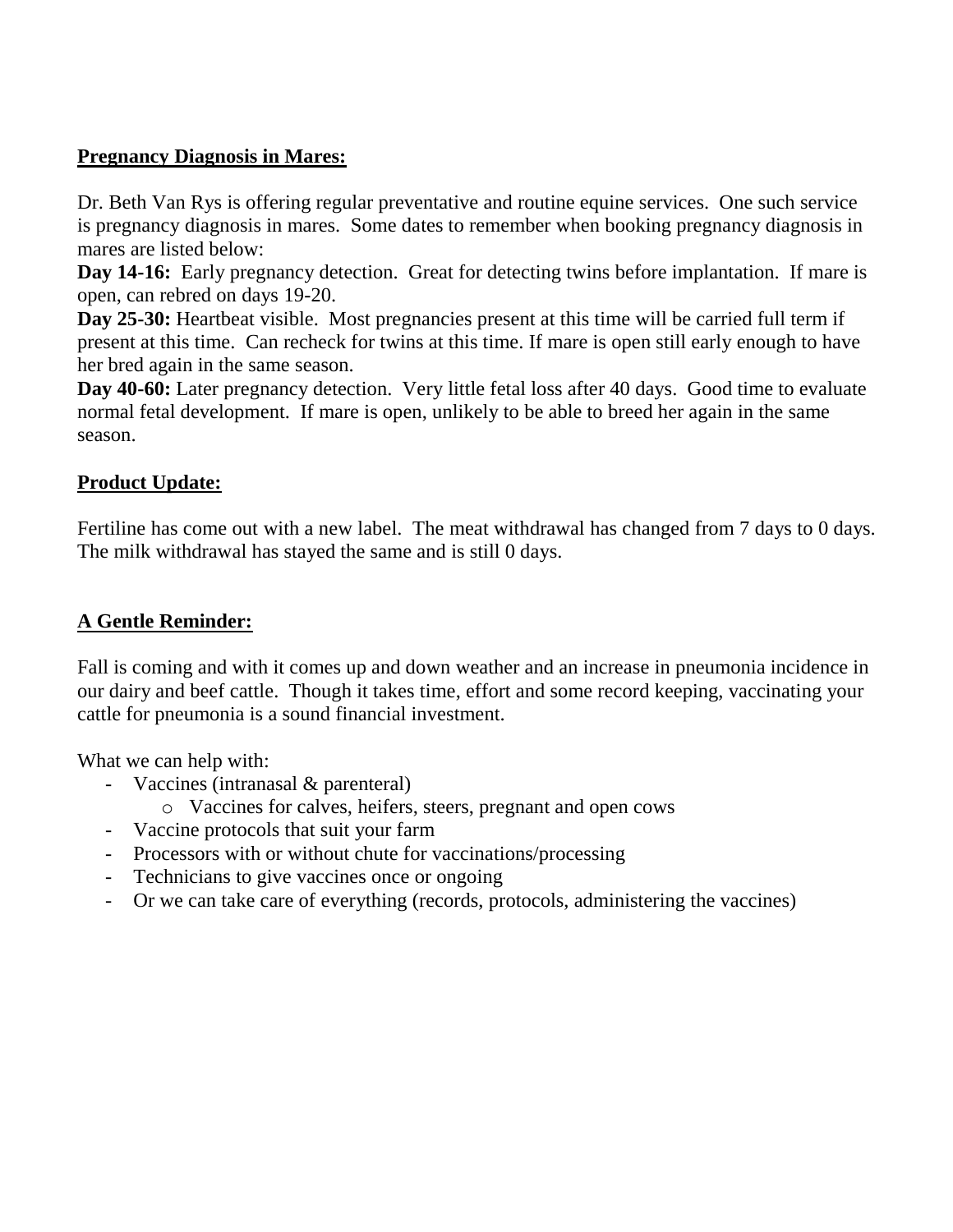**Pregnancy Diagnosis in Mares:**

Dr. Beth Van Rys is offering regular preventative and routine equine services. One such service is pregnancy diagnosis in mares. Some dates to remember when booking pregnancy diagnosis in mares are listed below:

**Day 14-16:** Early pregnancy detection. Great for detecting twins before implantation. If mare is open, can rebred on days 19-20.

**Day 25-30:** Heartbeat visible. Most pregnancies present at this time will be carried full term if present at this time. Can recheck for twins at this time. If mare is open still early enough to have her bred again in the same season.

**Day 40-60:** Later pregnancy detection. Very little fetal loss after 40 days. Good time to evaluate normal fetal development. If mare is open, unlikely to be able to breed her again in the same season.

**Product Update:**

Fertiline has come out with a new label. The meat withdrawal has changed from 7 days to 0 days. The milk withdrawal has stayed the same and is still 0 days.

**A Gentle Reminder:**

Fall is coming and with it comes up and down weather and an increase in pneumonia incidence in our dairy and beef cattle. Though it takes time, effort and some record keeping, vaccinating your cattle for pneumonia is a sound financial investment.

What we can help with:

- Vaccines (intranasal & parenteral)
  - Vaccines for calves, heifers, steers, pregnant and open cows
- Vaccine protocols that suit your farm
- Processors with or without chute for vaccinations/processing
- Technicians to give vaccines once or ongoing
- Or we can take care of everything (records, protocols, administering the vaccines)